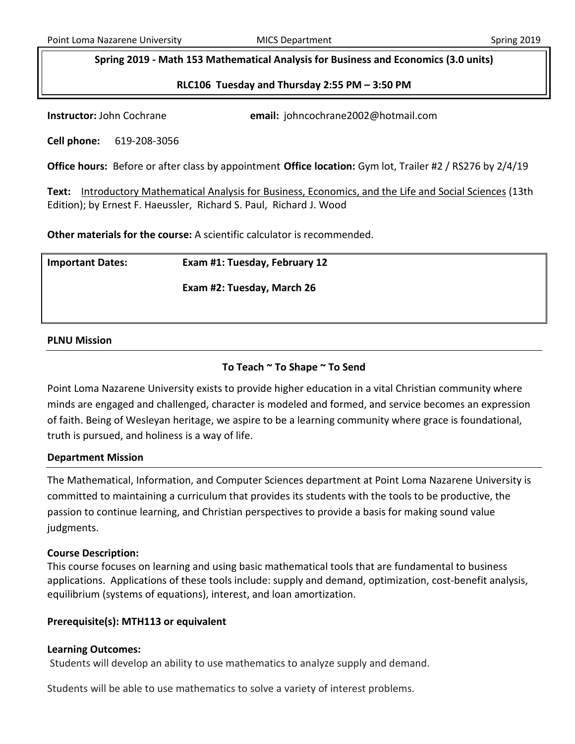**Spring 2019 - Math 153 Mathematical Analysis for Business and Economics (3.0 units)**

**RLC106 Tuesday and Thursday 2:55 PM – 3:50 PM**

**Instructor:** John Cochrane **email:** johncochrane2002@hotmail.com

**Cell phone:** 619-208-3056

**Office hours:** Before or after class by appointment **Office location:** Gym lot, Trailer #2 / RS276 by 2/4/19

**Text:** Introductory Mathematical Analysis for Business, Economics, and the Life and Social Sciences (13th Edition); by Ernest F. Haeussler, Richard S. Paul, Richard J. Wood

**Other materials for the course:** A scientific calculator is recommended.

| **Important Dates:** | **Exam #1: Tuesday, February 12** |
|---|---|
| | **Exam #2: Tuesday, March 26** |

## PLNU Mission

**To Teach ~ To Shape ~ To Send**

Point Loma Nazarene University exists to provide higher education in a vital Christian community where minds are engaged and challenged, character is modeled and formed, and service becomes an expression of faith. Being of Wesleyan heritage, we aspire to be a learning community where grace is foundational, truth is pursued, and holiness is a way of life.

## Department Mission

The Mathematical, Information, and Computer Sciences department at Point Loma Nazarene University is committed to maintaining a curriculum that provides its students with the tools to be productive, the passion to continue learning, and Christian perspectives to provide a basis for making sound value judgments.

**Course Description:**
This course focuses on learning and using basic mathematical tools that are fundamental to business applications. Applications of these tools include: supply and demand, optimization, cost-benefit analysis, equilibrium (systems of equations), interest, and loan amortization.

**Prerequisite(s): MTH113 or equivalent**

**Learning Outcomes:**

Students will develop an ability to use mathematics to analyze supply and demand.

Students will be able to use mathematics to solve a variety of interest problems.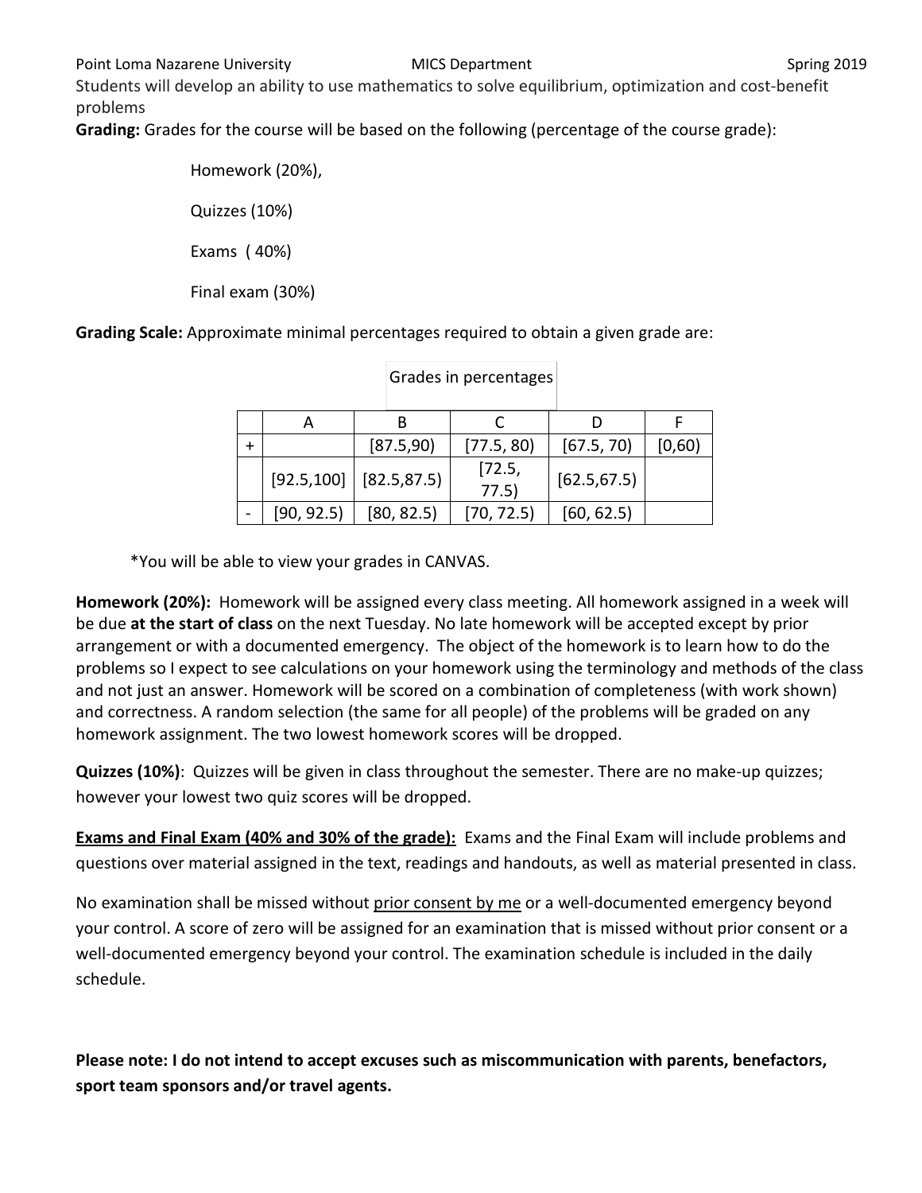Students will develop an ability to use mathematics to solve equilibrium, optimization and cost-benefit problems

**Grading:** Grades for the course will be based on the following (percentage of the course grade):

Homework (20%),

Quizzes (10%)

Exams ( 40%)

Final exam (30%)

**Grading Scale:** Approximate minimal percentages required to obtain a given grade are:

Grades in percentages

| | A | B | C | D | F |
|---|---|---|---|---|---|
| + | | [87.5,90) | [77.5, 80) | [67.5, 70) | [0,60) |
| | [92.5,100] | [82.5,87.5) | [72.5, 77.5) | [62.5,67.5) | |
| - | [90, 92.5) | [80, 82.5) | [70, 72.5) | [60, 62.5) | |

*You will be able to view your grades in CANVAS.

**Homework (20%):** Homework will be assigned every class meeting. All homework assigned in a week will be due **at the start of class** on the next Tuesday. No late homework will be accepted except by prior arrangement or with a documented emergency. The object of the homework is to learn how to do the problems so I expect to see calculations on your homework using the terminology and methods of the class and not just an answer. Homework will be scored on a combination of completeness (with work shown) and correctness. A random selection (the same for all people) of the problems will be graded on any homework assignment. The two lowest homework scores will be dropped.

**Quizzes (10%)**: Quizzes will be given in class throughout the semester. There are no make-up quizzes; however your lowest two quiz scores will be dropped.

**Exams and Final Exam (40% and 30% of the grade):** Exams and the Final Exam will include problems and questions over material assigned in the text, readings and handouts, as well as material presented in class.

No examination shall be missed without prior consent by me or a well-documented emergency beyond your control. A score of zero will be assigned for an examination that is missed without prior consent or a well-documented emergency beyond your control. The examination schedule is included in the daily schedule.

**Please note: I do not intend to accept excuses such as miscommunication with parents, benefactors, sport team sponsors and/or travel agents.**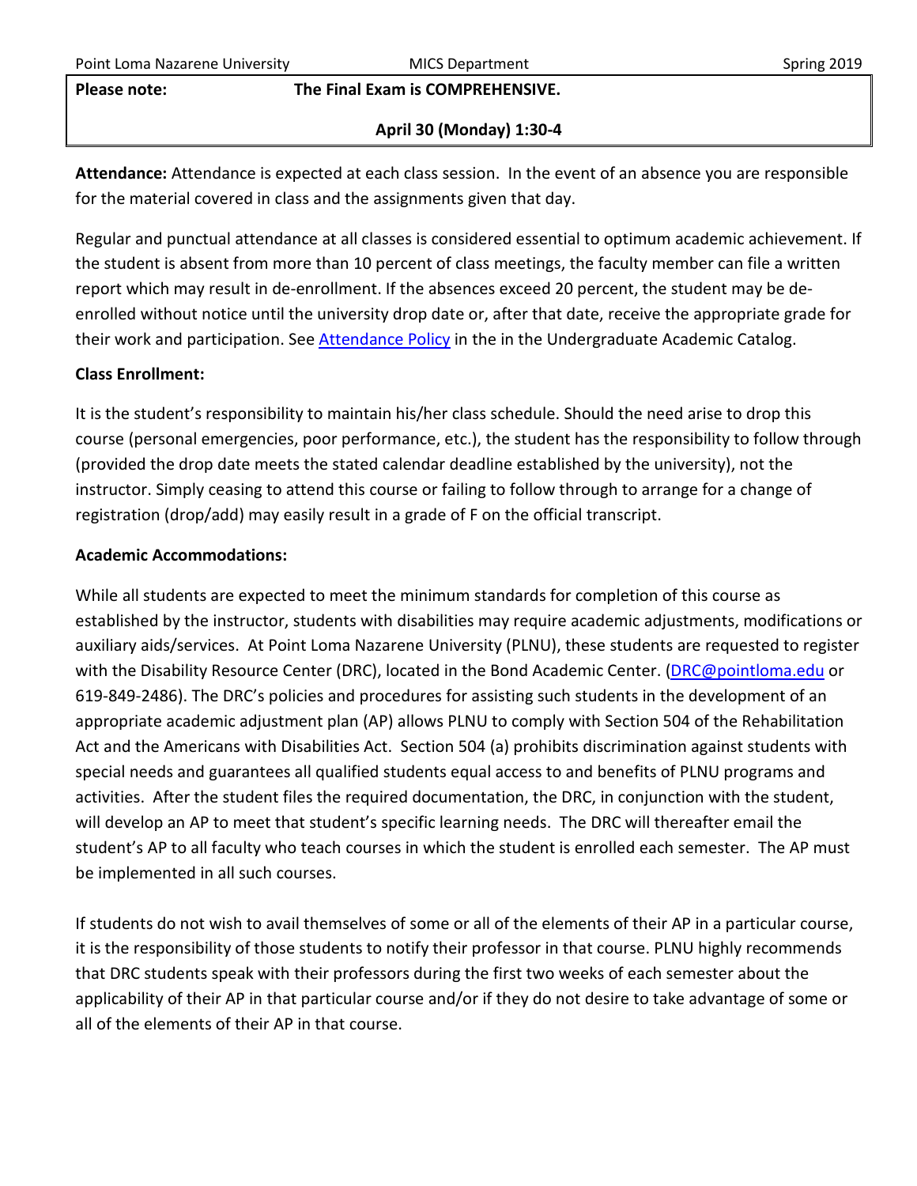| Please note: | The Final Exam is COMPREHENSIVE. |
| --- | --- |
| | April 30 (Monday) 1:30-4 |

**Attendance:** Attendance is expected at each class session. In the event of an absence you are responsible for the material covered in class and the assignments given that day.

Regular and punctual attendance at all classes is considered essential to optimum academic achievement. If the student is absent from more than 10 percent of class meetings, the faculty member can file a written report which may result in de-enrollment. If the absences exceed 20 percent, the student may be de-enrolled without notice until the university drop date or, after that date, receive the appropriate grade for their work and participation. See Attendance Policy in the in the Undergraduate Academic Catalog.

**Class Enrollment:**

It is the student's responsibility to maintain his/her class schedule. Should the need arise to drop this course (personal emergencies, poor performance, etc.), the student has the responsibility to follow through (provided the drop date meets the stated calendar deadline established by the university), not the instructor. Simply ceasing to attend this course or failing to follow through to arrange for a change of registration (drop/add) may easily result in a grade of F on the official transcript.

**Academic Accommodations:**

While all students are expected to meet the minimum standards for completion of this course as established by the instructor, students with disabilities may require academic adjustments, modifications or auxiliary aids/services. At Point Loma Nazarene University (PLNU), these students are requested to register with the Disability Resource Center (DRC), located in the Bond Academic Center. (DRC@pointloma.edu or 619-849-2486). The DRC's policies and procedures for assisting such students in the development of an appropriate academic adjustment plan (AP) allows PLNU to comply with Section 504 of the Rehabilitation Act and the Americans with Disabilities Act. Section 504 (a) prohibits discrimination against students with special needs and guarantees all qualified students equal access to and benefits of PLNU programs and activities. After the student files the required documentation, the DRC, in conjunction with the student, will develop an AP to meet that student's specific learning needs. The DRC will thereafter email the student's AP to all faculty who teach courses in which the student is enrolled each semester. The AP must be implemented in all such courses.

If students do not wish to avail themselves of some or all of the elements of their AP in a particular course, it is the responsibility of those students to notify their professor in that course. PLNU highly recommends that DRC students speak with their professors during the first two weeks of each semester about the applicability of their AP in that particular course and/or if they do not desire to take advantage of some or all of the elements of their AP in that course.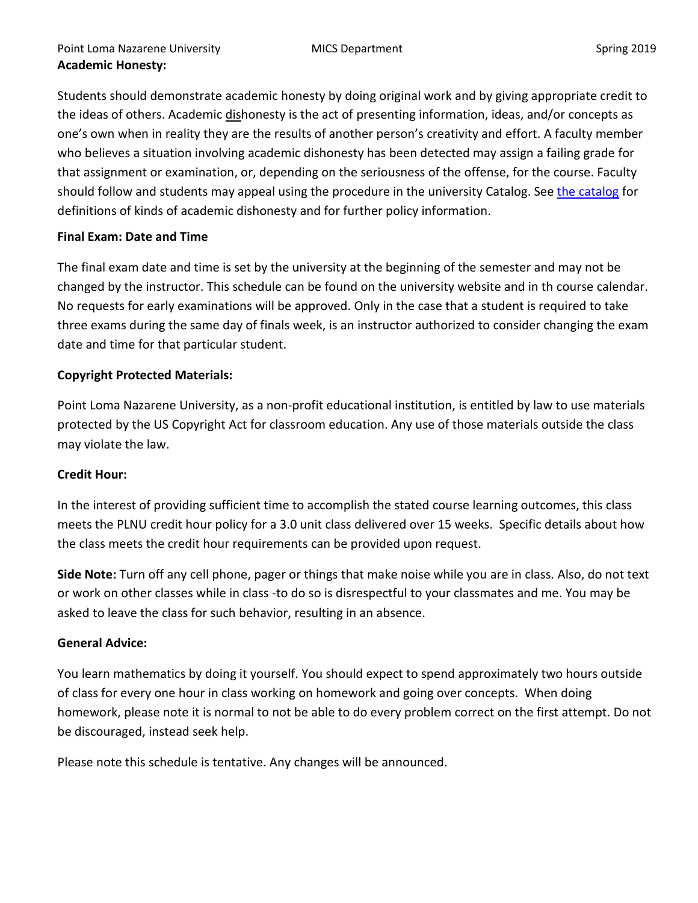**Academic Honesty:**

Students should demonstrate academic honesty by doing original work and by giving appropriate credit to the ideas of others. Academic dishonesty is the act of presenting information, ideas, and/or concepts as one's own when in reality they are the results of another person's creativity and effort. A faculty member who believes a situation involving academic dishonesty has been detected may assign a failing grade for that assignment or examination, or, depending on the seriousness of the offense, for the course. Faculty should follow and students may appeal using the procedure in the university Catalog. See the catalog for definitions of kinds of academic dishonesty and for further policy information.

**Final Exam: Date and Time**

The final exam date and time is set by the university at the beginning of the semester and may not be changed by the instructor. This schedule can be found on the university website and in th course calendar. No requests for early examinations will be approved. Only in the case that a student is required to take three exams during the same day of finals week, is an instructor authorized to consider changing the exam date and time for that particular student.

**Copyright Protected Materials:**

Point Loma Nazarene University, as a non-profit educational institution, is entitled by law to use materials protected by the US Copyright Act for classroom education. Any use of those materials outside the class may violate the law.

**Credit Hour:**

In the interest of providing sufficient time to accomplish the stated course learning outcomes, this class meets the PLNU credit hour policy for a 3.0 unit class delivered over 15 weeks. Specific details about how the class meets the credit hour requirements can be provided upon request.

**Side Note:** Turn off any cell phone, pager or things that make noise while you are in class. Also, do not text or work on other classes while in class -to do so is disrespectful to your classmates and me. You may be asked to leave the class for such behavior, resulting in an absence.

**General Advice:**

You learn mathematics by doing it yourself. You should expect to spend approximately two hours outside of class for every one hour in class working on homework and going over concepts. When doing homework, please note it is normal to not be able to do every problem correct on the first attempt. Do not be discouraged, instead seek help.

Please note this schedule is tentative. Any changes will be announced.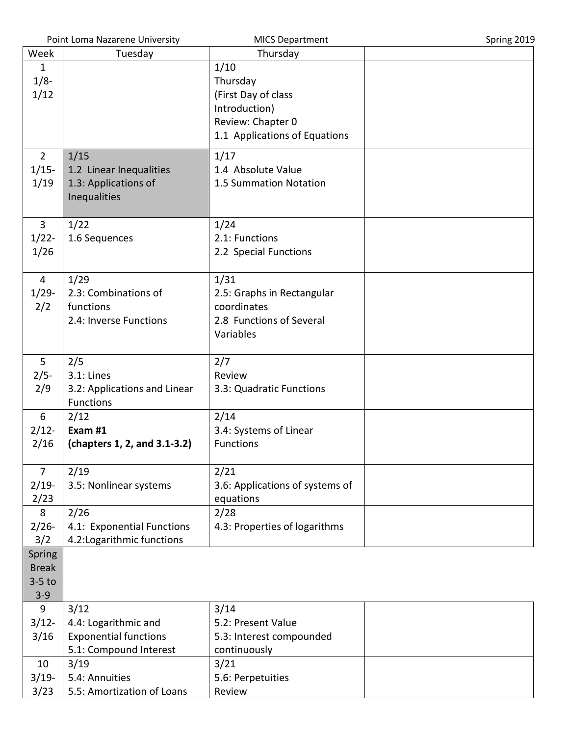| Week | Tuesday | Thursday | |
|---|---|---|---|
| 1 1/8- 1/12 | | 1/10 Thursday (First Day of class Introduction) Review: Chapter 0 1.1 Applications of Equations | |
| 2 1/15- 1/19 | 1/15 1.2 Linear Inequalities 1.3: Applications of Inequalities | 1/17 1.4 Absolute Value 1.5 Summation Notation | |
| 3 1/22- 1/26 | 1/22 1.6 Sequences | 1/24 2.1: Functions 2.2 Special Functions | |
| 4 1/29- 2/2 | 1/29 2.3: Combinations of functions 2.4: Inverse Functions | 1/31 2.5: Graphs in Rectangular coordinates 2.8 Functions of Several Variables | |
| 5 2/5- 2/9 | 2/5 3.1: Lines 3.2: Applications and Linear Functions | 2/7 Review 3.3: Quadratic Functions | |
| 6 2/12- 2/16 | 2/12 **Exam #1** **(chapters 1, 2, and 3.1-3.2)** | 2/14 3.4: Systems of Linear Functions | |
| 7 2/19- 2/23 | 2/19 3.5: Nonlinear systems | 2/21 3.6: Applications of systems of equations | |
| 8 2/26- 3/2 | 2/26 4.1: Exponential Functions 4.2: Logarithmic functions | 2/28 4.3: Properties of logarithms | |
| Spring Break 3-5 to 3-9 | | | |
| 9 3/12- 3/16 | 3/12 4.4: Logarithmic and Exponential functions 5.1: Compound Interest | 3/14 5.2: Present Value 5.3: Interest compounded continuously | |
| 10 3/19- 3/23 | 3/19 5.4: Annuities 5.5: Amortization of Loans | 3/21 5.6: Perpetuities Review | |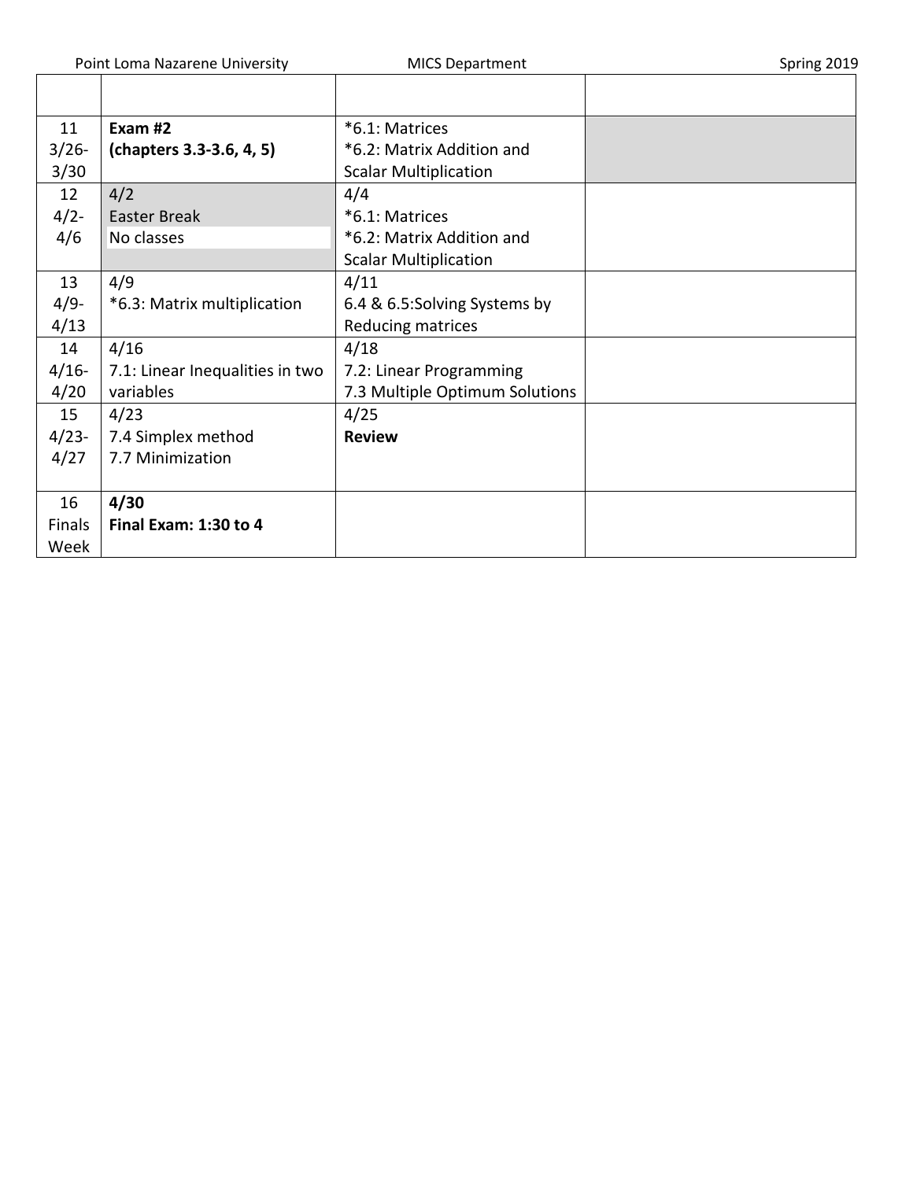| | | | |
|---|---|---|---|
| 11<br>3/26-<br>3/30 | **Exam #2**<br>**(chapters 3.3-3.6, 4, 5)** | *6.1: Matrices<br>*6.2: Matrix Addition and Scalar Multiplication | |
| 12<br>4/2-<br>4/6 | 4/2<br>Easter Break<br>No classes | 4/4<br>*6.1: Matrices<br>*6.2: Matrix Addition and Scalar Multiplication | |
| 13<br>4/9-<br>4/13 | 4/9<br>*6.3: Matrix multiplication | 4/11<br>6.4 & 6.5:Solving Systems by Reducing matrices | |
| 14<br>4/16-<br>4/20 | 4/16<br>7.1: Linear Inequalities in two variables | 4/18<br>7.2: Linear Programming<br>7.3 Multiple Optimum Solutions | |
| 15<br>4/23-<br>4/27 | 4/23<br>7.4 Simplex method<br>7.7 Minimization | 4/25<br>**Review** | |
| 16<br>Finals<br>Week | **4/30**<br>**Final Exam: 1:30 to 4** | | |